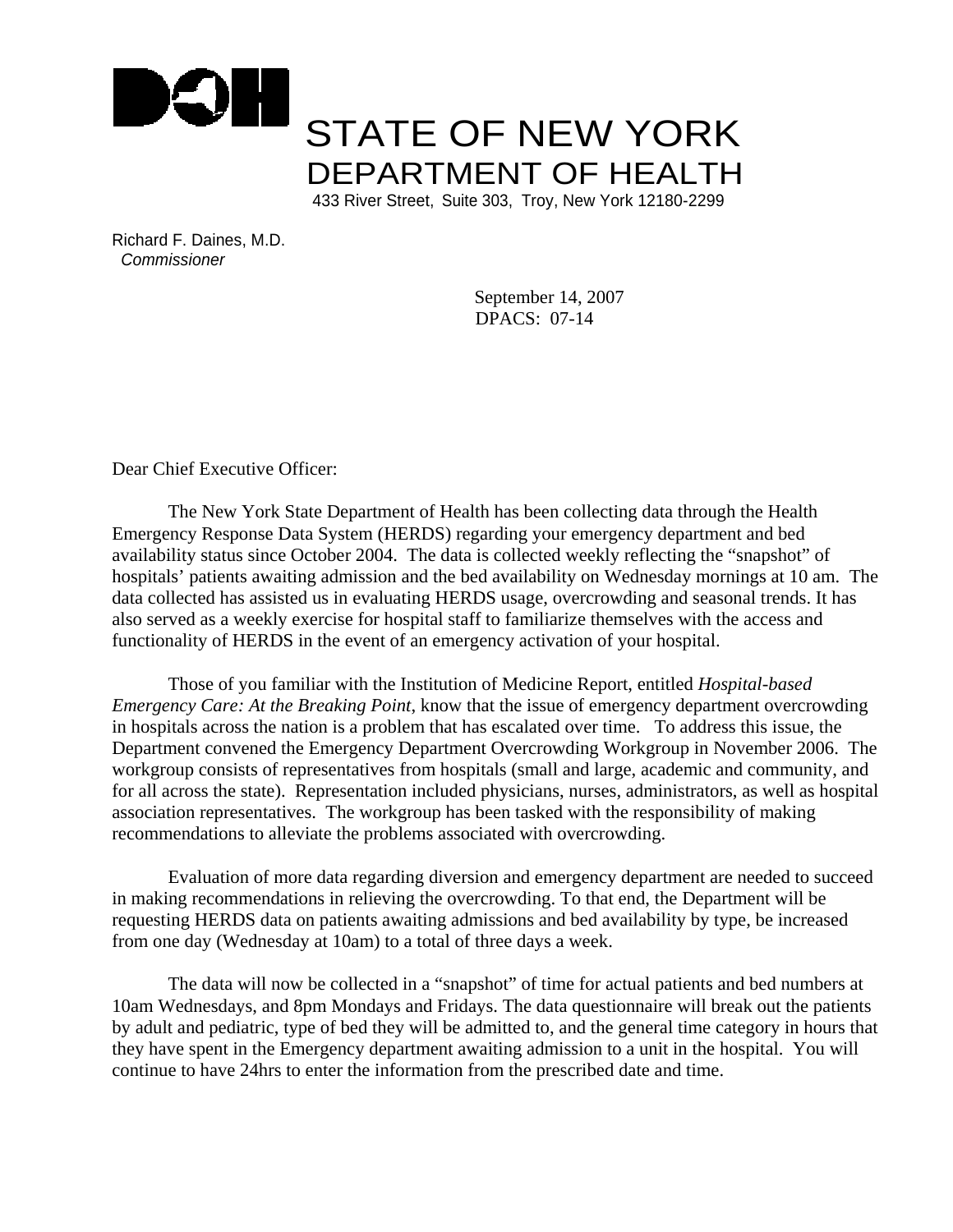# STATE OF NEW YORK
## DEPARTMENT OF HEALTH

433 River Street, Suite 303, Troy, New York 12180-2299

Richard F. Daines, M.D.
*Commissioner*

September 14, 2007
DPACS: 07-14

Dear Chief Executive Officer:

The New York State Department of Health has been collecting data through the Health Emergency Response Data System (HERDS) regarding your emergency department and bed availability status since October 2004. The data is collected weekly reflecting the "snapshot" of hospitals' patients awaiting admission and the bed availability on Wednesday mornings at 10 am. The data collected has assisted us in evaluating HERDS usage, overcrowding and seasonal trends. It has also served as a weekly exercise for hospital staff to familiarize themselves with the access and functionality of HERDS in the event of an emergency activation of your hospital.

Those of you familiar with the Institution of Medicine Report, entitled *Hospital-based Emergency Care: At the Breaking Point*, know that the issue of emergency department overcrowding in hospitals across the nation is a problem that has escalated over time. To address this issue, the Department convened the Emergency Department Overcrowding Workgroup in November 2006. The workgroup consists of representatives from hospitals (small and large, academic and community, and for all across the state). Representation included physicians, nurses, administrators, as well as hospital association representatives. The workgroup has been tasked with the responsibility of making recommendations to alleviate the problems associated with overcrowding.

Evaluation of more data regarding diversion and emergency department are needed to succeed in making recommendations in relieving the overcrowding. To that end, the Department will be requesting HERDS data on patients awaiting admissions and bed availability by type, be increased from one day (Wednesday at 10am) to a total of three days a week.

The data will now be collected in a "snapshot" of time for actual patients and bed numbers at 10am Wednesdays, and 8pm Mondays and Fridays. The data questionnaire will break out the patients by adult and pediatric, type of bed they will be admitted to, and the general time category in hours that they have spent in the Emergency department awaiting admission to a unit in the hospital. You will continue to have 24hrs to enter the information from the prescribed date and time.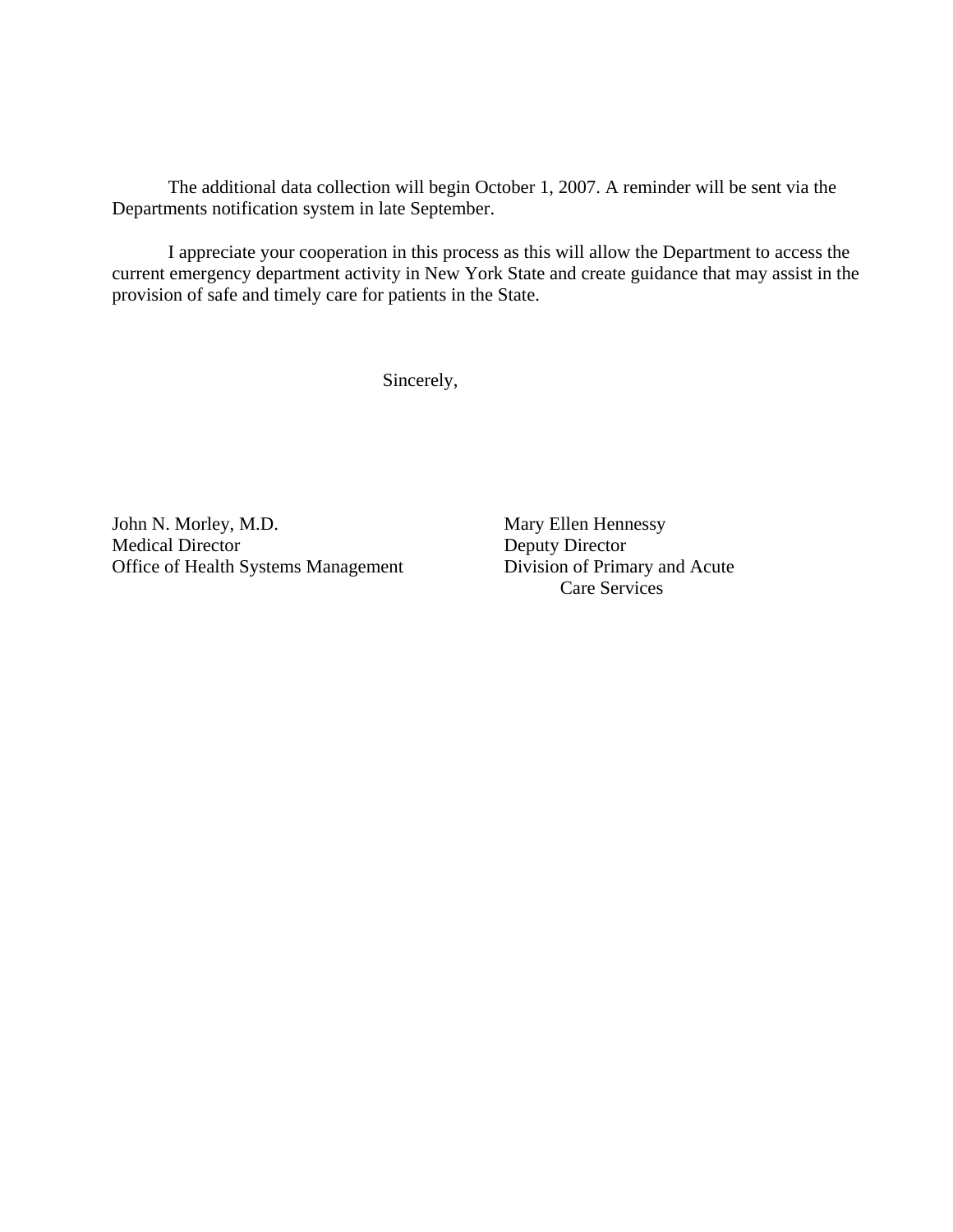The additional data collection will begin October 1, 2007. A reminder will be sent via the Departments notification system in late September.

I appreciate your cooperation in this process as this will allow the Department to access the current emergency department activity in New York State and create guidance that may assist in the provision of safe and timely care for patients in the State.

Sincerely,

John N. Morley, M.D.
Medical Director
Office of Health Systems Management

Mary Ellen Hennessy
Deputy Director
Division of Primary and Acute Care Services